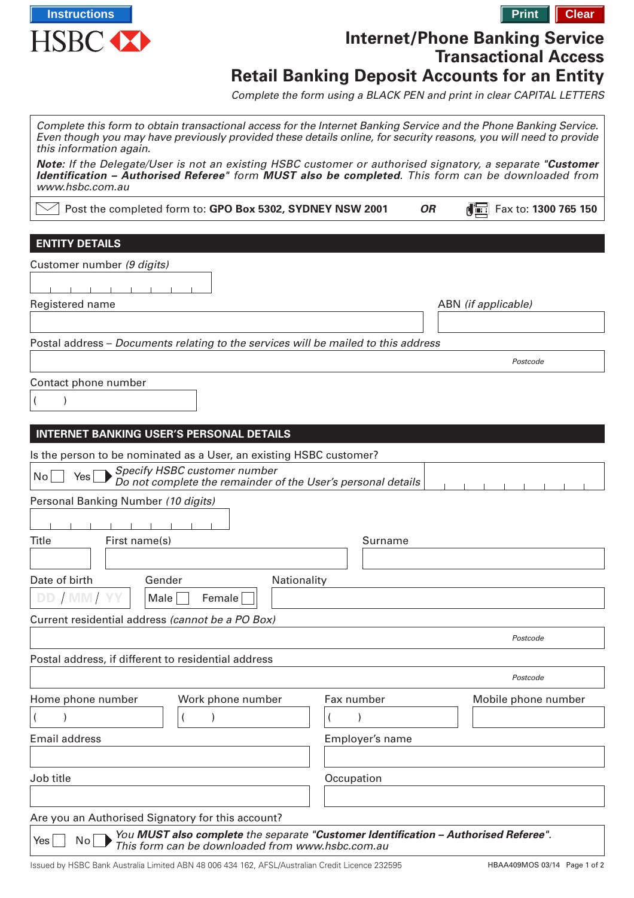Instructions

HSBC

Print Clear

# Internet/Phone Banking Service Transactional Access Retail Banking Deposit Accounts for an Entity

*Complete the form using a BLACK PEN and print in clear CAPITAL LETTERS*

*Complete this form to obtain transactional access for the Internet Banking Service and the Phone Banking Service. Even though you may have previously provided these details online, for security reasons, you will need to provide this information again.*

***Note**: If the Delegate/User is not an existing HSBC customer or authorised signatory, a separate "**Customer Identification – Authorised Referee**" form **MUST also be completed**. This form can be downloaded from www.hsbc.com.au*

Post the completed form to: **GPO Box 5302, SYDNEY NSW 2001** ***OR*** Fax to: **1300 765 150**

## ENTITY DETAILS

Customer number *(9 digits)*

Registered name

ABN *(if applicable)*

Postal address – *Documents relating to the services will be mailed to this address*

Postcode

Contact phone number

( )

## INTERNET BANKING USER'S PERSONAL DETAILS

Is the person to be nominated as a User, an existing HSBC customer?

No ☐ Yes ☐ ▶ *Specify HSBC customer number*
*Do not complete the remainder of the User's personal details*

Personal Banking Number *(10 digits)*

Title | First name(s) | Surname

Date of birth DD / MM / YY

Gender Male ☐ Female ☐

Nationality

Current residential address *(cannot be a PO Box)*

Postcode

Postal address, if different to residential address

Postcode

Home phone number ( ) | Work phone number ( ) | Fax number ( ) | Mobile phone number

Email address | Employer's name

Job title | Occupation

Are you an Authorised Signatory for this account?

Yes ☐ No ☐ ▶ *You **MUST also complete** the separate "**Customer Identification – Authorised Referee**". This form can be downloaded from www.hsbc.com.au*

Issued by HSBC Bank Australia Limited ABN 48 006 434 162, AFSL/Australian Credit Licence 232595

HBAA409MOS 03/14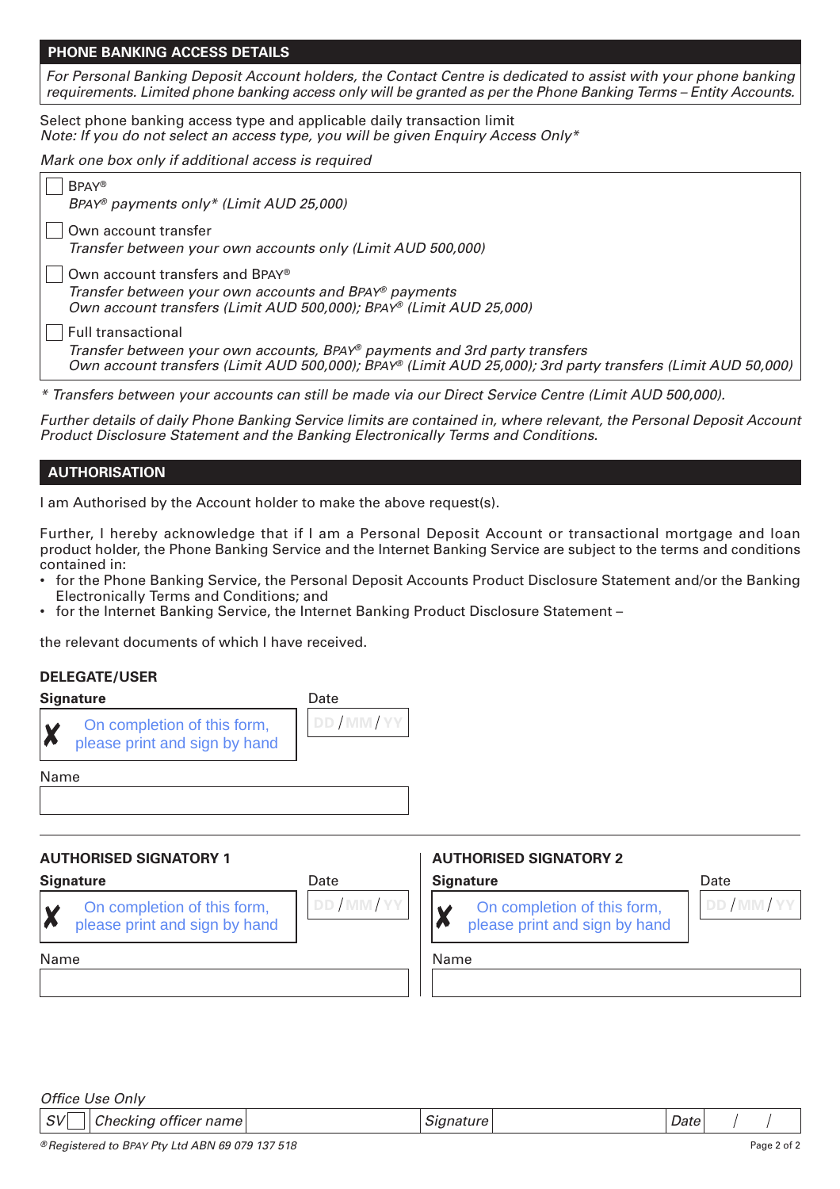## PHONE BANKING ACCESS DETAILS

*For Personal Banking Deposit Account holders, the Contact Centre is dedicated to assist with your phone banking requirements. Limited phone banking access only will be granted as per the Phone Banking Terms – Entity Accounts.*

Select phone banking access type and applicable daily transaction limit
*Note: If you do not select an access type, you will be given Enquiry Access Only**

*Mark one box only if additional access is required*

- ☐ BPAY®
  *BPAY® payments only* (Limit AUD 25,000)*
- ☐ Own account transfer
  *Transfer between your own accounts only (Limit AUD 500,000)*
- ☐ Own account transfers and BPAY®
  *Transfer between your own accounts and BPAY® payments*
  *Own account transfers (Limit AUD 500,000); BPAY® (Limit AUD 25,000)*
- ☐ Full transactional
  *Transfer between your own accounts, BPAY® payments and 3rd party transfers*
  *Own account transfers (Limit AUD 500,000); BPAY® (Limit AUD 25,000); 3rd party transfers (Limit AUD 50,000)*

** Transfers between your accounts can still be made via our Direct Service Centre (Limit AUD 500,000).*

*Further details of daily Phone Banking Service limits are contained in, where relevant, the Personal Deposit Account Product Disclosure Statement and the Banking Electronically Terms and Conditions.*

## AUTHORISATION

I am Authorised by the Account holder to make the above request(s).

Further, I hereby acknowledge that if I am a Personal Deposit Account or transactional mortgage and loan product holder, the Phone Banking Service and the Internet Banking Service are subject to the terms and conditions contained in:

- for the Phone Banking Service, the Personal Deposit Accounts Product Disclosure Statement and/or the Banking Electronically Terms and Conditions; and
- for the Internet Banking Service, the Internet Banking Product Disclosure Statement –

the relevant documents of which I have received.

### DELEGATE/USER

**Signature**
✗ On completion of this form, please print and sign by hand

Date DD / MM / YY

Name

### AUTHORISED SIGNATORY 1

**Signature**
✗ On completion of this form, please print and sign by hand

Date DD / MM / YY

Name

### AUTHORISED SIGNATORY 2

**Signature**
✗ On completion of this form, please print and sign by hand

Date DD / MM / YY

Name

*Office Use Only*

| *SV* ☐ | *Checking officer name* | | *Signature* | | *Date* | / / |
|---|---|---|---|---|---|---|

*® Registered to BPAY Pty Ltd ABN 69 079 137 518*